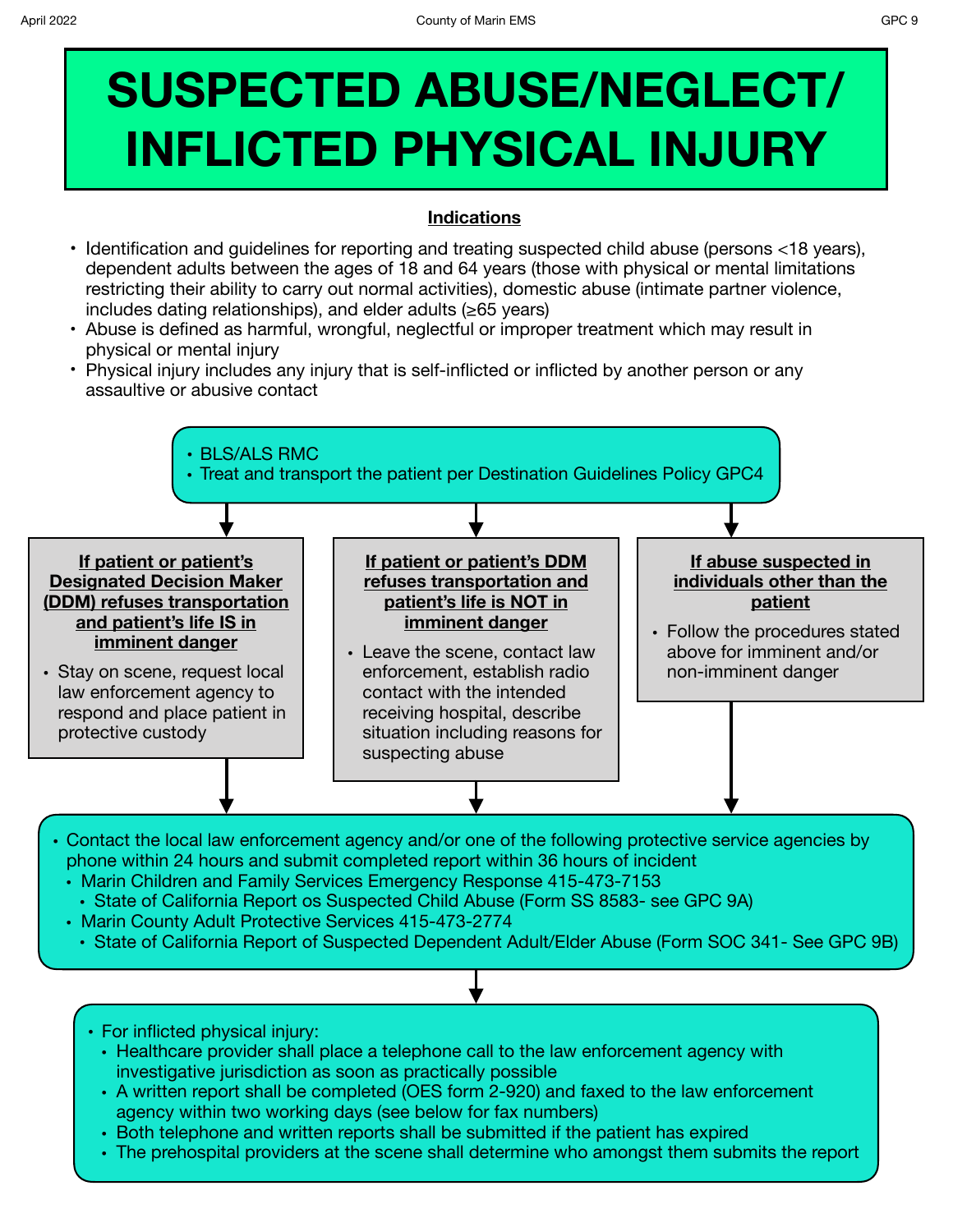# SUSPECTED ABUSE/NEGLECT/ INFLICTED PHYSICAL INJURY

**Indications**

- Identification and guidelines for reporting and treating suspected child abuse (persons <18 years), dependent adults between the ages of 18 and 64 years (those with physical or mental limitations restricting their ability to carry out normal activities), domestic abuse (intimate partner violence, includes dating relationships), and elder adults (≥65 years)
- Abuse is defined as harmful, wrongful, neglectful or improper treatment which may result in physical or mental injury
- Physical injury includes any injury that is self-inflicted or inflicted by another person or any assaultive or abusive contact

---

- BLS/ALS RMC
- Treat and transport the patient per Destination Guidelines Policy GPC4

**If patient or patient's Designated Decision Maker (DDM) refuses transportation and patient's life IS in imminent danger**

- Stay on scene, request local law enforcement agency to respond and place patient in protective custody

**If patient or patient's DDM refuses transportation and patient's life is NOT in imminent danger**

- Leave the scene, contact law enforcement, establish radio contact with the intended receiving hospital, describe situation including reasons for suspecting abuse

**If abuse suspected in individuals other than the patient**

- Follow the procedures stated above for imminent and/or non-imminent danger

---

- Contact the local law enforcement agency and/or one of the following protective service agencies by phone within 24 hours and submit completed report within 36 hours of incident
  - Marin Children and Family Services Emergency Response 415-473-7153
    - State of California Report os Suspected Child Abuse (Form SS 8583- see GPC 9A)
  - Marin County Adult Protective Services 415-473-2774
    - State of California Report of Suspected Dependent Adult/Elder Abuse (Form SOC 341- See GPC 9B)

---

- For inflicted physical injury:
  - Healthcare provider shall place a telephone call to the law enforcement agency with investigative jurisdiction as soon as practically possible
  - A written report shall be completed (OES form 2-920) and faxed to the law enforcement agency within two working days (see below for fax numbers)
  - Both telephone and written reports shall be submitted if the patient has expired
  - The prehospital providers at the scene shall determine who amongst them submits the report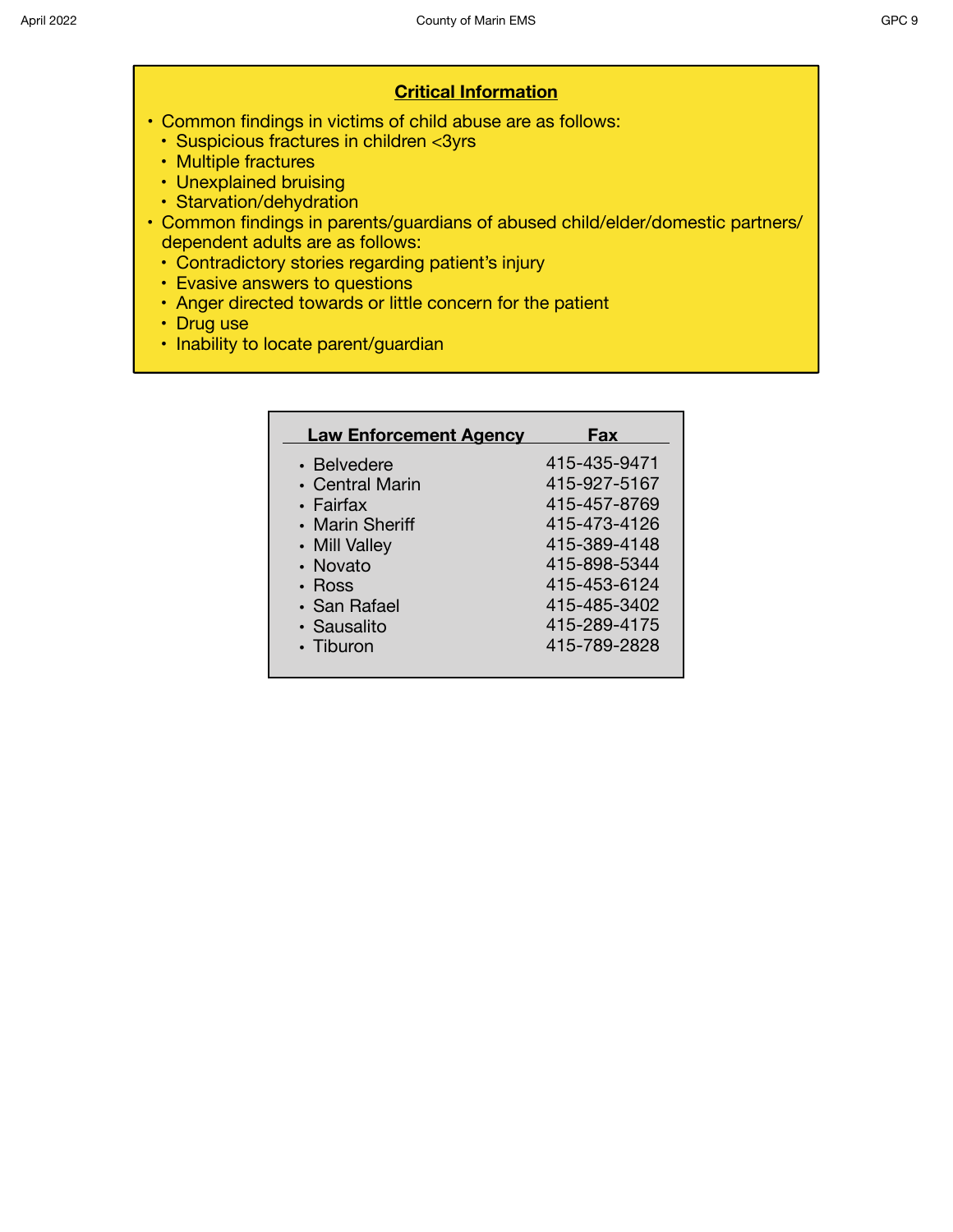**Critical Information**

- Common findings in victims of child abuse are as follows:
  - Suspicious fractures in children <3yrs
  - Multiple fractures
  - Unexplained bruising
  - Starvation/dehydration
- Common findings in parents/guardians of abused child/elder/domestic partners/ dependent adults are as follows:
  - Contradictory stories regarding patient's injury
  - Evasive answers to questions
  - Anger directed towards or little concern for the patient
  - Drug use
  - Inability to locate parent/guardian

| Law Enforcement Agency | Fax |
| --- | --- |
| Belvedere | 415-435-9471 |
| Central Marin | 415-927-5167 |
| Fairfax | 415-457-8769 |
| Marin Sheriff | 415-473-4126 |
| Mill Valley | 415-389-4148 |
| Novato | 415-898-5344 |
| Ross | 415-453-6124 |
| San Rafael | 415-485-3402 |
| Sausalito | 415-289-4175 |
| Tiburon | 415-789-2828 |